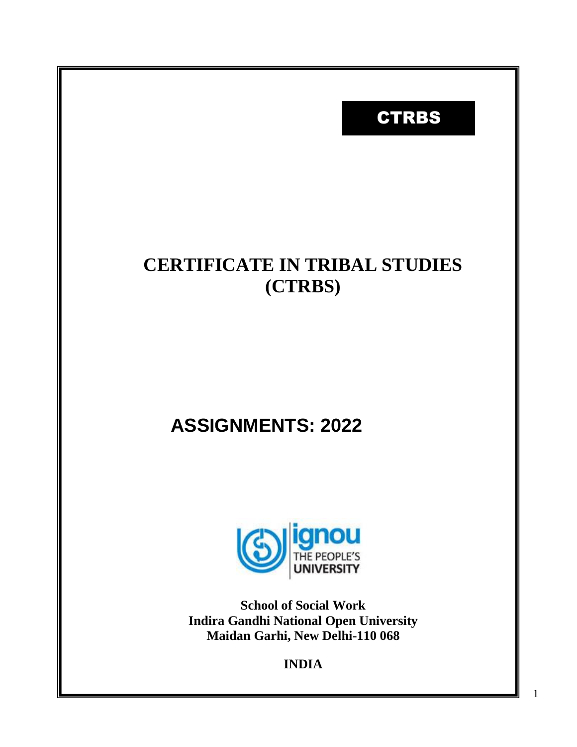**CTRBS**

# CERTIFICATE IN TRIBAL STUDIES (CTRBS)

## ASSIGNMENTS: 2022

ignou
THE PEOPLE'S
UNIVERSITY

**School of Social Work**
**Indira Gandhi National Open University**
**Maidan Garhi, New Delhi-110 068**

**INDIA**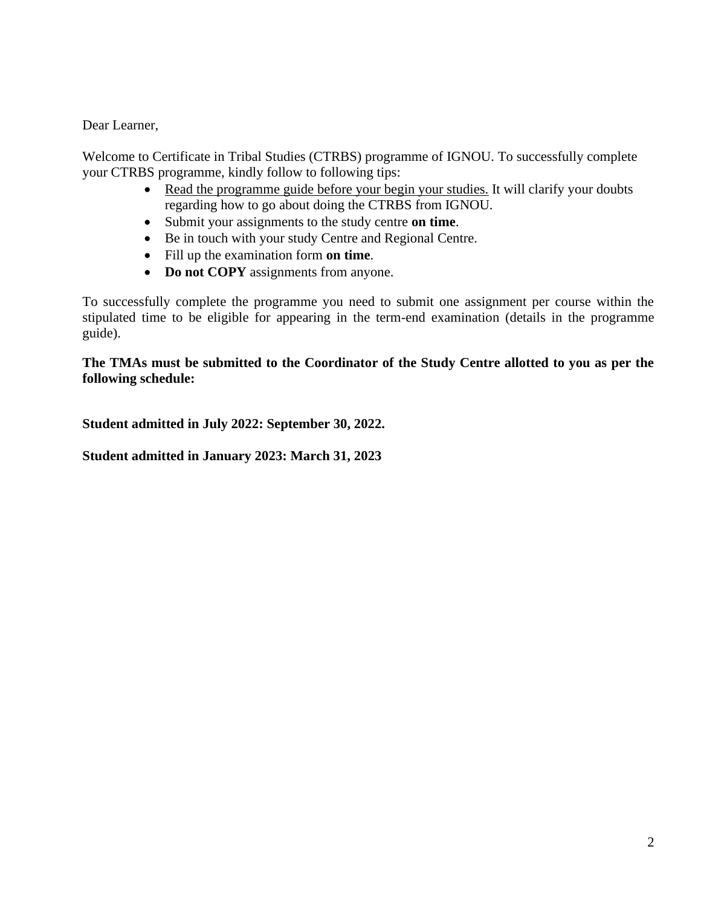Dear Learner,

Welcome to Certificate in Tribal Studies (CTRBS) programme of IGNOU. To successfully complete your CTRBS programme, kindly follow to following tips:

- <u>Read the programme guide before your begin your studies.</u> It will clarify your doubts regarding how to go about doing the CTRBS from IGNOU.
- Submit your assignments to the study centre **on time**.
- Be in touch with your study Centre and Regional Centre.
- Fill up the examination form **on time**.
- **Do not COPY** assignments from anyone.

To successfully complete the programme you need to submit one assignment per course within the stipulated time to be eligible for appearing in the term-end examination (details in the programme guide).

**The TMAs must be submitted to the Coordinator of the Study Centre allotted to you as per the following schedule:**

**Student admitted in July 2022: September 30, 2022.**

**Student admitted in January 2023: March 31, 2023**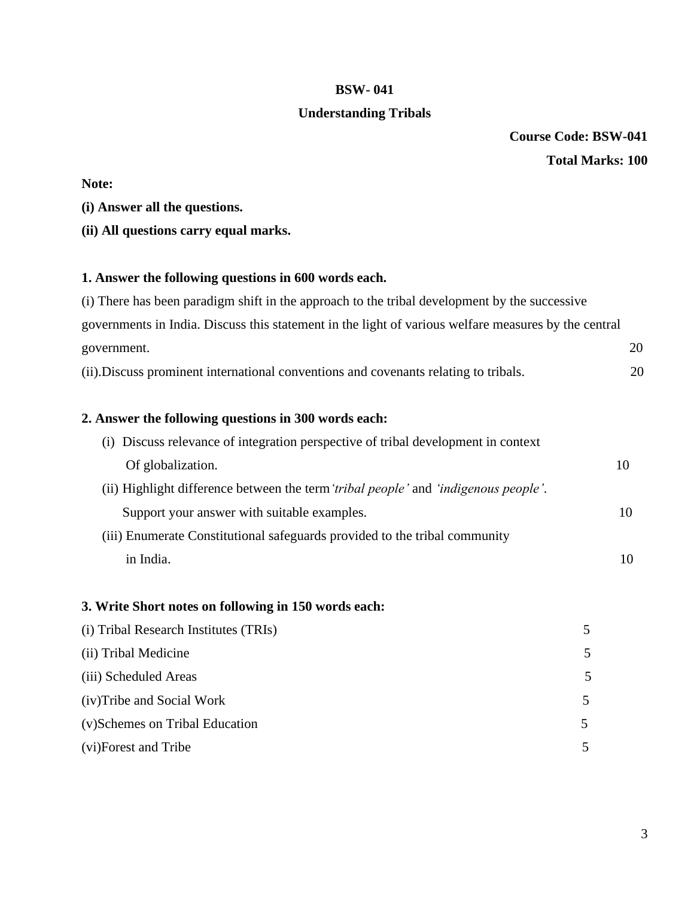**BSW- 041**

**Understanding Tribals**

**Course Code: BSW-041**

**Total Marks: 100**

**Note:**

**(i) Answer all the questions.**

**(ii) All questions carry equal marks.**

**1. Answer the following questions in 600 words each.**

(i) There has been paradigm shift in the approach to the tribal development by the successive governments in India. Discuss this statement in the light of various welfare measures by the central government. 20

(ii).Discuss prominent international conventions and covenants relating to tribals. 20

**2. Answer the following questions in 300 words each:**

(i) Discuss relevance of integration perspective of tribal development in context Of globalization. 10

(ii) Highlight difference between the term *'tribal people'* and *'indigenous people'*. Support your answer with suitable examples. 10

(iii) Enumerate Constitutional safeguards provided to the tribal community in India. 10

**3. Write Short notes on following in 150 words each:**

(i) Tribal Research Institutes (TRIs) 5

(ii) Tribal Medicine 5

(iii) Scheduled Areas 5

(iv)Tribe and Social Work 5

(v)Schemes on Tribal Education 5

(vi)Forest and Tribe 5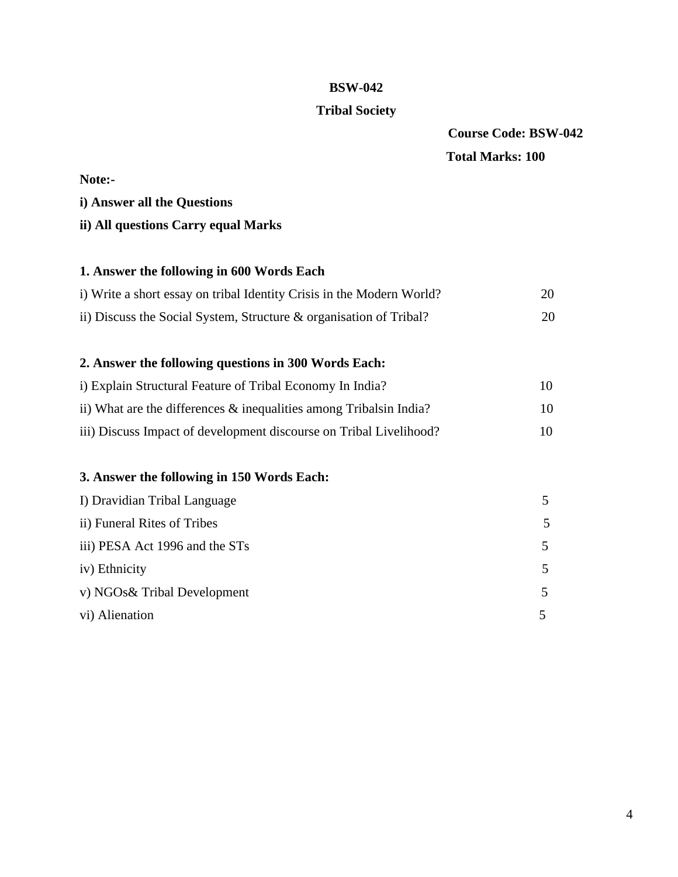# BSW-042

## Tribal Society

**Course Code: BSW-042**

**Total Marks: 100**

**Note:-**

**i) Answer all the Questions**

**ii) All questions Carry equal Marks**

**1. Answer the following in 600 Words Each**

| | |
|---|---|
| i) Write a short essay on tribal Identity Crisis in the Modern World? | 20 |
| ii) Discuss the Social System, Structure & organisation of Tribal? | 20 |

**2. Answer the following questions in 300 Words Each:**

| | |
|---|---|
| i) Explain Structural Feature of Tribal Economy In India? | 10 |
| ii) What are the differences & inequalities among Tribalsin India? | 10 |
| iii) Discuss Impact of development discourse on Tribal Livelihood? | 10 |

**3. Answer the following in 150 Words Each:**

| | |
|---|---|
| I) Dravidian Tribal Language | 5 |
| ii) Funeral Rites of Tribes | 5 |
| iii) PESA Act 1996 and the STs | 5 |
| iv) Ethnicity | 5 |
| v) NGOs& Tribal Development | 5 |
| vi) Alienation | 5 |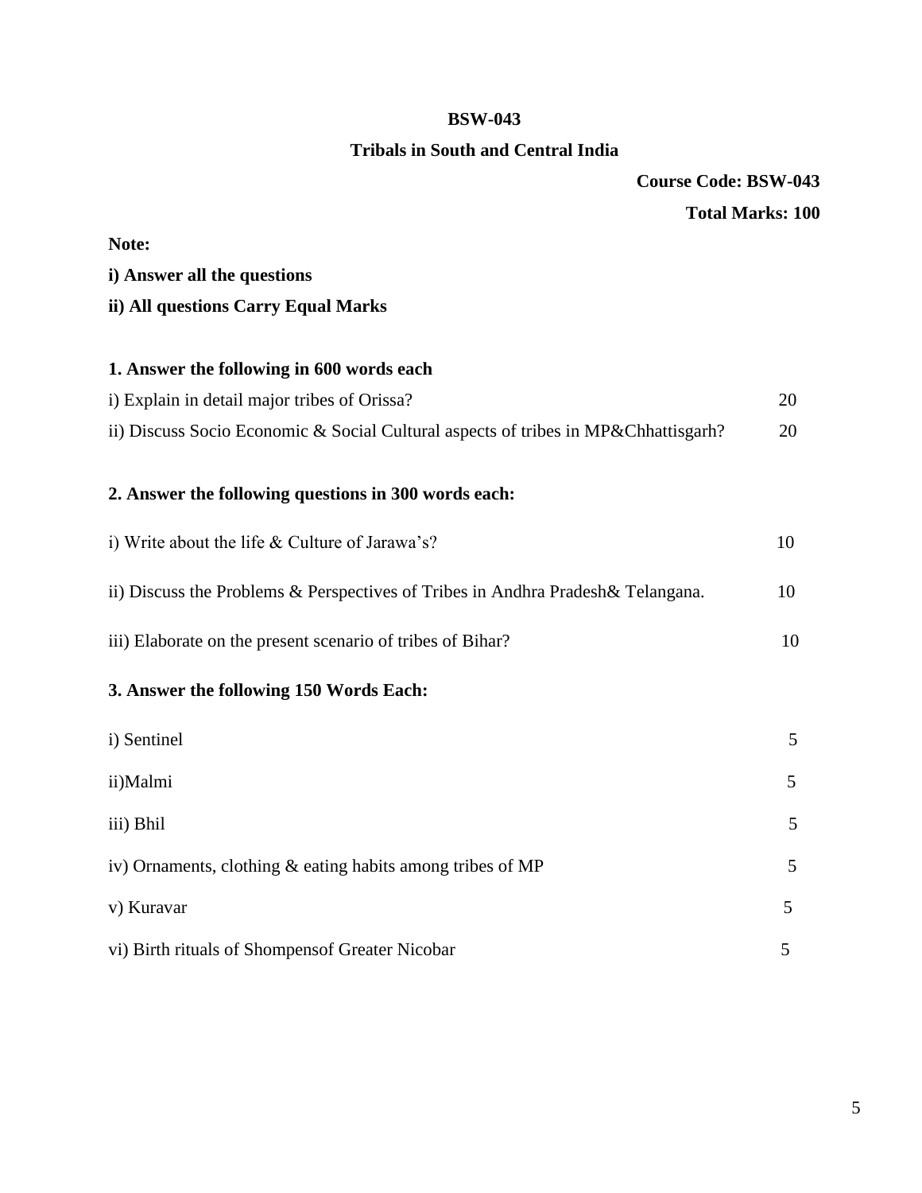**BSW-043**

**Tribals in South and Central India**

**Course Code: BSW-043**

**Total Marks: 100**

**Note:**

**i) Answer all the questions**

**ii) All questions Carry Equal Marks**

**1. Answer the following in 600 words each**

| | |
|---|---|
| i) Explain in detail major tribes of Orissa? | 20 |
| ii) Discuss Socio Economic & Social Cultural aspects of tribes in MP&Chhattisgarh? | 20 |

**2. Answer the following questions in 300 words each:**

| | |
|---|---|
| i) Write about the life & Culture of Jarawa's? | 10 |
| ii) Discuss the Problems & Perspectives of Tribes in Andhra Pradesh& Telangana. | 10 |
| iii) Elaborate on the present scenario of tribes of Bihar? | 10 |

**3. Answer the following 150 Words Each:**

| | |
|---|---|
| i) Sentinel | 5 |
| ii)Malmi | 5 |
| iii) Bhil | 5 |
| iv) Ornaments, clothing & eating habits among tribes of MP | 5 |
| v) Kuravar | 5 |
| vi) Birth rituals of Shompensof Greater Nicobar | 5 |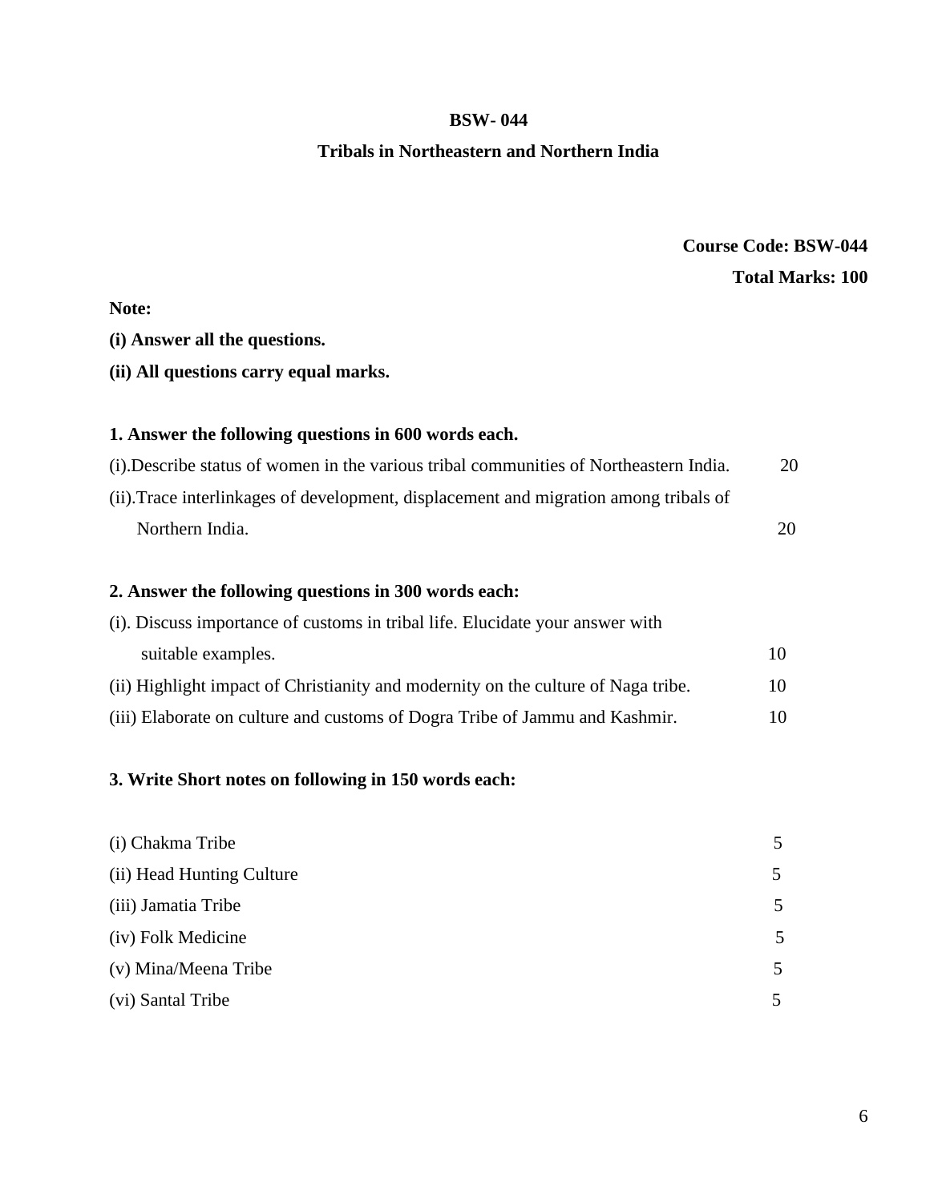**BSW- 044**

**Tribals in Northeastern and Northern India**

**Course Code: BSW-044**

**Total Marks: 100**

**Note:**

**(i) Answer all the questions.**

**(ii) All questions carry equal marks.**

**1. Answer the following questions in 600 words each.**

(i).Describe status of women in the various tribal communities of Northeastern India. 20

(ii).Trace interlinkages of development, displacement and migration among tribals of Northern India. 20

**2. Answer the following questions in 300 words each:**

(i). Discuss importance of customs in tribal life. Elucidate your answer with suitable examples. 10

(ii) Highlight impact of Christianity and modernity on the culture of Naga tribe. 10

(iii) Elaborate on culture and customs of Dogra Tribe of Jammu and Kashmir. 10

**3. Write Short notes on following in 150 words each:**

(i) Chakma Tribe 5

(ii) Head Hunting Culture 5

(iii) Jamatia Tribe 5

(iv) Folk Medicine 5

(v) Mina/Meena Tribe 5

(vi) Santal Tribe 5